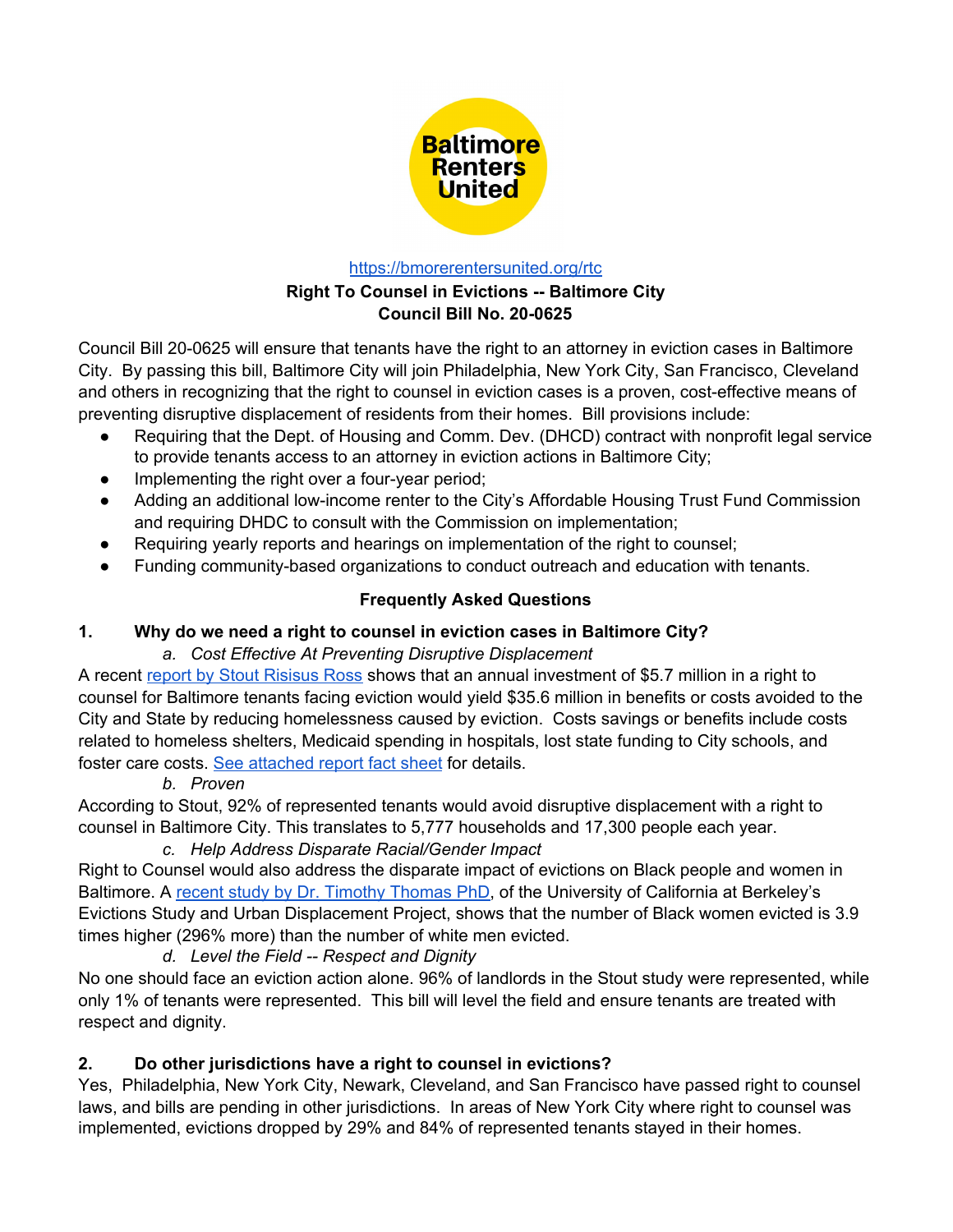Baltimore Renters United

https://bmorerentersunited.org/rtc

**Right To Counsel in Evictions -- Baltimore City**
**Council Bill No. 20-0625**

Council Bill 20-0625 will ensure that tenants have the right to an attorney in eviction cases in Baltimore City. By passing this bill, Baltimore City will join Philadelphia, New York City, San Francisco, Cleveland and others in recognizing that the right to counsel in eviction cases is a proven, cost-effective means of preventing disruptive displacement of residents from their homes. Bill provisions include:

- Requiring that the Dept. of Housing and Comm. Dev. (DHCD) contract with nonprofit legal service to provide tenants access to an attorney in eviction actions in Baltimore City;
- Implementing the right over a four-year period;
- Adding an additional low-income renter to the City's Affordable Housing Trust Fund Commission and requiring DHDC to consult with the Commission on implementation;
- Requiring yearly reports and hearings on implementation of the right to counsel;
- Funding community-based organizations to conduct outreach and education with tenants.

## Frequently Asked Questions

### 1. Why do we need a right to counsel in eviction cases in Baltimore City?

*a. Cost Effective At Preventing Disruptive Displacement*

A recent [report by Stout Risisus Ross]() shows that an annual investment of $5.7 million in a right to counsel for Baltimore tenants facing eviction would yield $35.6 million in benefits or costs avoided to the City and State by reducing homelessness caused by eviction. Costs savings or benefits include costs related to homeless shelters, Medicaid spending in hospitals, lost state funding to City schools, and foster care costs. [See attached report fact sheet]() for details.

*b. Proven*

According to Stout, 92% of represented tenants would avoid disruptive displacement with a right to counsel in Baltimore City. This translates to 5,777 households and 17,300 people each year.

*c. Help Address Disparate Racial/Gender Impact*

Right to Counsel would also address the disparate impact of evictions on Black people and women in Baltimore. A [recent study by Dr. Timothy Thomas PhD](), of the University of California at Berkeley's Evictions Study and Urban Displacement Project, shows that the number of Black women evicted is 3.9 times higher (296% more) than the number of white men evicted.

*d. Level the Field -- Respect and Dignity*

No one should face an eviction action alone. 96% of landlords in the Stout study were represented, while only 1% of tenants were represented. This bill will level the field and ensure tenants are treated with respect and dignity.

### 2. Do other jurisdictions have a right to counsel in evictions?

Yes, Philadelphia, New York City, Newark, Cleveland, and San Francisco have passed right to counsel laws, and bills are pending in other jurisdictions. In areas of New York City where right to counsel was implemented, evictions dropped by 29% and 84% of represented tenants stayed in their homes.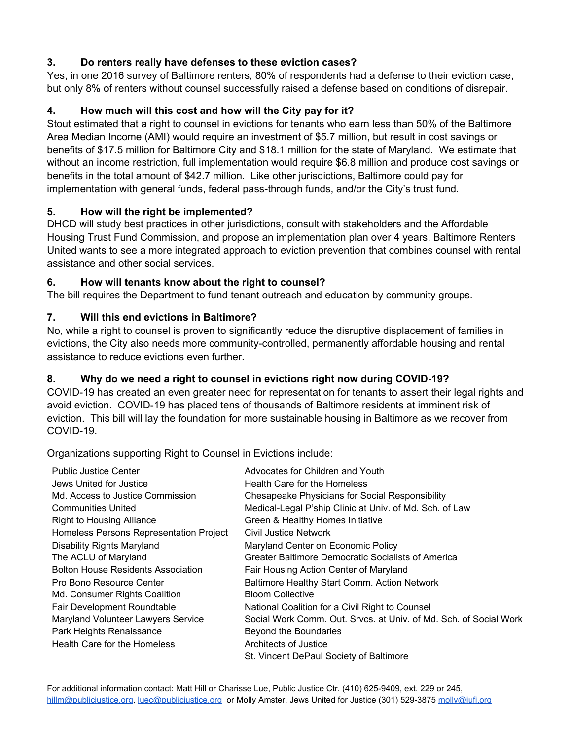### 3. Do renters really have defenses to these eviction cases?

Yes, in one 2016 survey of Baltimore renters, 80% of respondents had a defense to their eviction case, but only 8% of renters without counsel successfully raised a defense based on conditions of disrepair.

### 4. How much will this cost and how will the City pay for it?

Stout estimated that a right to counsel in evictions for tenants who earn less than 50% of the Baltimore Area Median Income (AMI) would require an investment of $5.7 million, but result in cost savings or benefits of $17.5 million for Baltimore City and $18.1 million for the state of Maryland. We estimate that without an income restriction, full implementation would require $6.8 million and produce cost savings or benefits in the total amount of $42.7 million. Like other jurisdictions, Baltimore could pay for implementation with general funds, federal pass-through funds, and/or the City's trust fund.

### 5. How will the right be implemented?

DHCD will study best practices in other jurisdictions, consult with stakeholders and the Affordable Housing Trust Fund Commission, and propose an implementation plan over 4 years. Baltimore Renters United wants to see a more integrated approach to eviction prevention that combines counsel with rental assistance and other social services.

### 6. How will tenants know about the right to counsel?

The bill requires the Department to fund tenant outreach and education by community groups.

### 7. Will this end evictions in Baltimore?

No, while a right to counsel is proven to significantly reduce the disruptive displacement of families in evictions, the City also needs more community-controlled, permanently affordable housing and rental assistance to reduce evictions even further.

### 8. Why do we need a right to counsel in evictions right now during COVID-19?

COVID-19 has created an even greater need for representation for tenants to assert their legal rights and avoid eviction. COVID-19 has placed tens of thousands of Baltimore residents at imminent risk of eviction. This bill will lay the foundation for more sustainable housing in Baltimore as we recover from COVID-19.

Organizations supporting Right to Counsel in Evictions include:

- Public Justice Center
- Jews United for Justice
- Md. Access to Justice Commission
- Communities United
- Right to Housing Alliance
- Homeless Persons Representation Project
- Disability Rights Maryland
- The ACLU of Maryland
- Bolton House Residents Association
- Pro Bono Resource Center
- Md. Consumer Rights Coalition
- Fair Development Roundtable
- Maryland Volunteer Lawyers Service
- Park Heights Renaissance
- Health Care for the Homeless
- Advocates for Children and Youth
- Health Care for the Homeless
- Chesapeake Physicians for Social Responsibility
- Medical-Legal P'ship Clinic at Univ. of Md. Sch. of Law
- Green & Healthy Homes Initiative
- Civil Justice Network
- Maryland Center on Economic Policy
- Greater Baltimore Democratic Socialists of America
- Fair Housing Action Center of Maryland
- Baltimore Healthy Start Comm. Action Network
- Bloom Collective
- National Coalition for a Civil Right to Counsel
- Social Work Comm. Out. Srvcs. at Univ. of Md. Sch. of Social Work
- Beyond the Boundaries
- Architects of Justice
- St. Vincent DePaul Society of Baltimore

For additional information contact: Matt Hill or Charisse Lue, Public Justice Ctr. (410) 625-9409, ext. 229 or 245, hillm@publicjustice.org, luec@publicjustice.org or Molly Amster, Jews United for Justice (301) 529-3875 molly@jufj.org